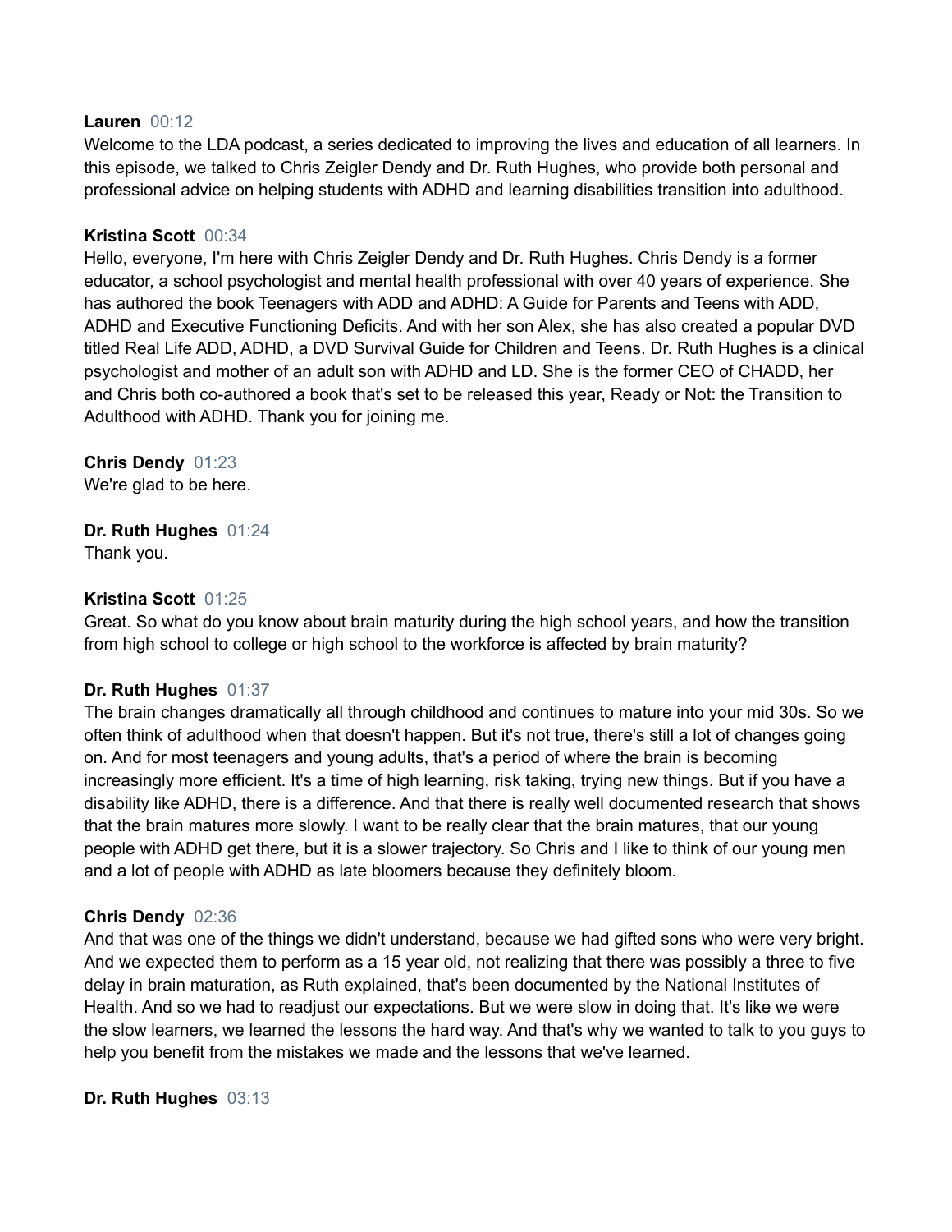**Lauren** 00:12
Welcome to the LDA podcast, a series dedicated to improving the lives and education of all learners. In this episode, we talked to Chris Zeigler Dendy and Dr. Ruth Hughes, who provide both personal and professional advice on helping students with ADHD and learning disabilities transition into adulthood.

**Kristina Scott** 00:34
Hello, everyone, I'm here with Chris Zeigler Dendy and Dr. Ruth Hughes. Chris Dendy is a former educator, a school psychologist and mental health professional with over 40 years of experience. She has authored the book Teenagers with ADD and ADHD: A Guide for Parents and Teens with ADD, ADHD and Executive Functioning Deficits. And with her son Alex, she has also created a popular DVD titled Real Life ADD, ADHD, a DVD Survival Guide for Children and Teens. Dr. Ruth Hughes is a clinical psychologist and mother of an adult son with ADHD and LD. She is the former CEO of CHADD, her and Chris both co-authored a book that's set to be released this year, Ready or Not: the Transition to Adulthood with ADHD. Thank you for joining me.

**Chris Dendy** 01:23
We're glad to be here.

**Dr. Ruth Hughes** 01:24
Thank you.

**Kristina Scott** 01:25
Great. So what do you know about brain maturity during the high school years, and how the transition from high school to college or high school to the workforce is affected by brain maturity?

**Dr. Ruth Hughes** 01:37
The brain changes dramatically all through childhood and continues to mature into your mid 30s. So we often think of adulthood when that doesn't happen. But it's not true, there's still a lot of changes going on. And for most teenagers and young adults, that's a period of where the brain is becoming increasingly more efficient. It's a time of high learning, risk taking, trying new things. But if you have a disability like ADHD, there is a difference. And that there is really well documented research that shows that the brain matures more slowly. I want to be really clear that the brain matures, that our young people with ADHD get there, but it is a slower trajectory. So Chris and I like to think of our young men and a lot of people with ADHD as late bloomers because they definitely bloom.

**Chris Dendy** 02:36
And that was one of the things we didn't understand, because we had gifted sons who were very bright. And we expected them to perform as a 15 year old, not realizing that there was possibly a three to five delay in brain maturation, as Ruth explained, that's been documented by the National Institutes of Health. And so we had to readjust our expectations. But we were slow in doing that. It's like we were the slow learners, we learned the lessons the hard way. And that's why we wanted to talk to you guys to help you benefit from the mistakes we made and the lessons that we've learned.

**Dr. Ruth Hughes** 03:13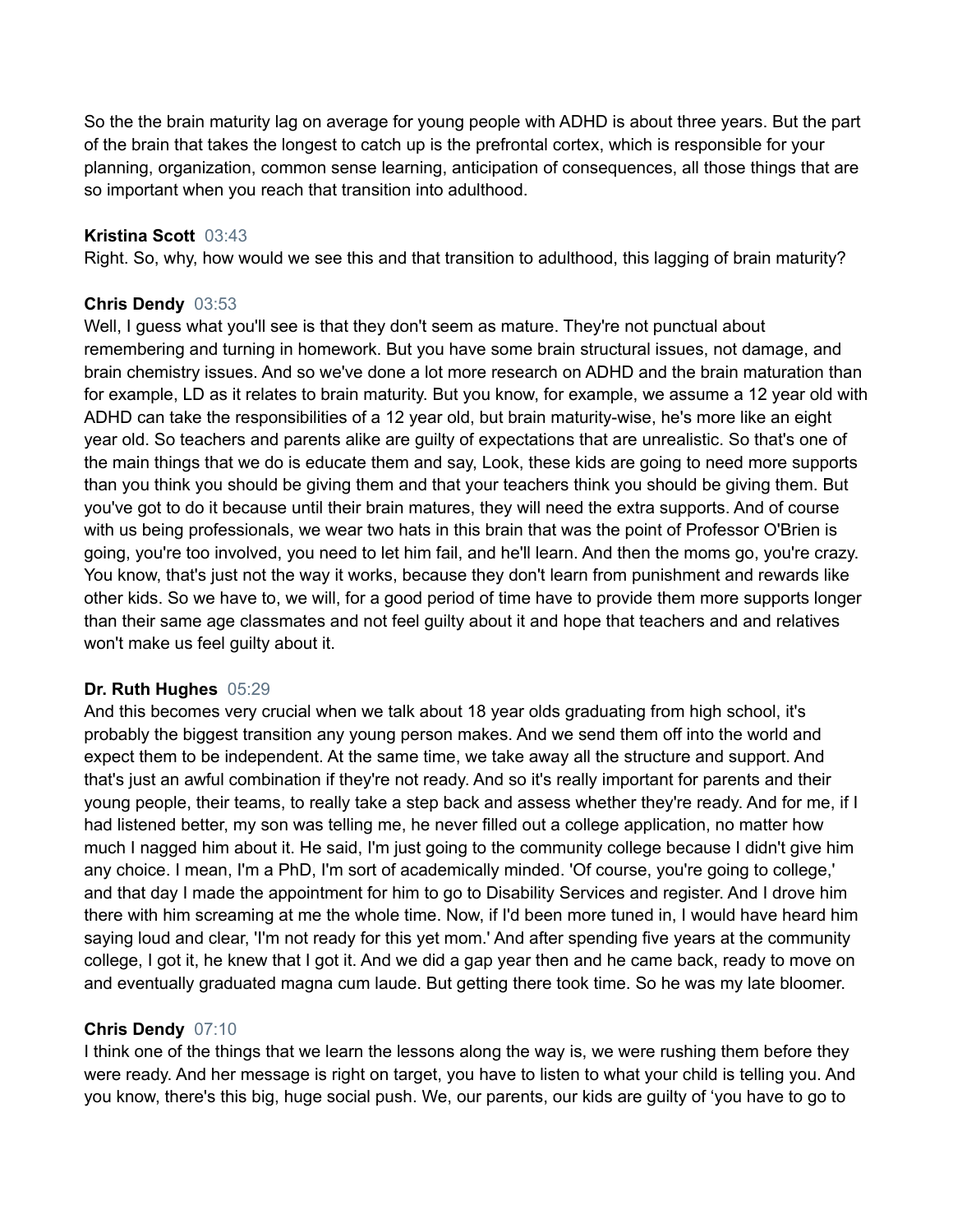So the the brain maturity lag on average for young people with ADHD is about three years. But the part of the brain that takes the longest to catch up is the prefrontal cortex, which is responsible for your planning, organization, common sense learning, anticipation of consequences, all those things that are so important when you reach that transition into adulthood.

**Kristina Scott** 03:43
Right. So, why, how would we see this and that transition to adulthood, this lagging of brain maturity?

**Chris Dendy** 03:53
Well, I guess what you'll see is that they don't seem as mature. They're not punctual about remembering and turning in homework. But you have some brain structural issues, not damage, and brain chemistry issues. And so we've done a lot more research on ADHD and the brain maturation than for example, LD as it relates to brain maturity. But you know, for example, we assume a 12 year old with ADHD can take the responsibilities of a 12 year old, but brain maturity-wise, he's more like an eight year old. So teachers and parents alike are guilty of expectations that are unrealistic. So that's one of the main things that we do is educate them and say, Look, these kids are going to need more supports than you think you should be giving them and that your teachers think you should be giving them. But you've got to do it because until their brain matures, they will need the extra supports. And of course with us being professionals, we wear two hats in this brain that was the point of Professor O'Brien is going, you're too involved, you need to let him fail, and he'll learn. And then the moms go, you're crazy. You know, that's just not the way it works, because they don't learn from punishment and rewards like other kids. So we have to, we will, for a good period of time have to provide them more supports longer than their same age classmates and not feel guilty about it and hope that teachers and and relatives won't make us feel guilty about it.

**Dr. Ruth Hughes** 05:29
And this becomes very crucial when we talk about 18 year olds graduating from high school, it's probably the biggest transition any young person makes. And we send them off into the world and expect them to be independent. At the same time, we take away all the structure and support. And that's just an awful combination if they're not ready. And so it's really important for parents and their young people, their teams, to really take a step back and assess whether they're ready. And for me, if I had listened better, my son was telling me, he never filled out a college application, no matter how much I nagged him about it. He said, I'm just going to the community college because I didn't give him any choice. I mean, I'm a PhD, I'm sort of academically minded. 'Of course, you're going to college,' and that day I made the appointment for him to go to Disability Services and register. And I drove him there with him screaming at me the whole time. Now, if I'd been more tuned in, I would have heard him saying loud and clear, 'I'm not ready for this yet mom.' And after spending five years at the community college, I got it, he knew that I got it. And we did a gap year then and he came back, ready to move on and eventually graduated magna cum laude. But getting there took time. So he was my late bloomer.

**Chris Dendy** 07:10
I think one of the things that we learn the lessons along the way is, we were rushing them before they were ready. And her message is right on target, you have to listen to what your child is telling you. And you know, there's this big, huge social push. We, our parents, our kids are guilty of 'you have to go to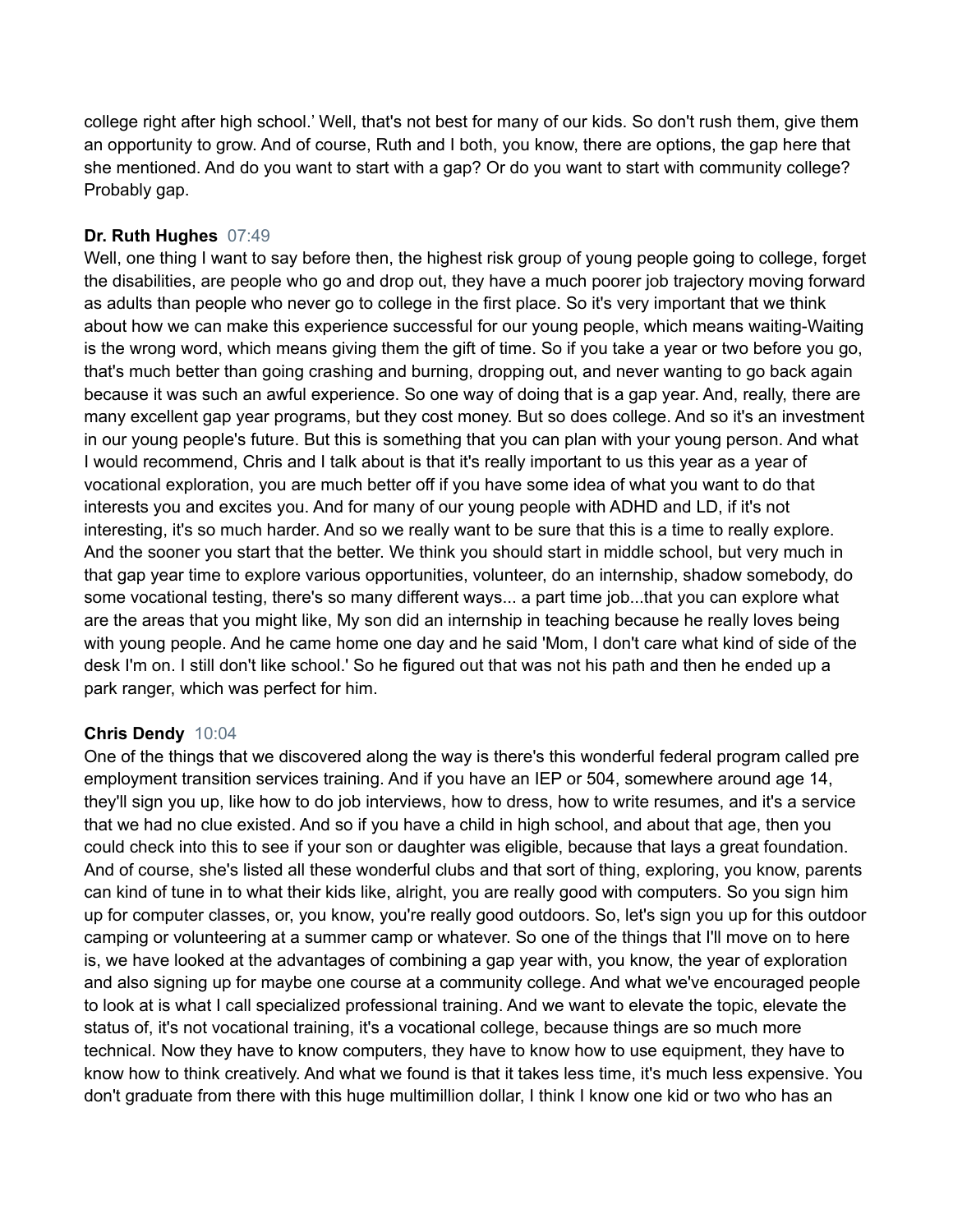college right after high school.' Well, that's not best for many of our kids. So don't rush them, give them an opportunity to grow. And of course, Ruth and I both, you know, there are options, the gap here that she mentioned. And do you want to start with a gap? Or do you want to start with community college? Probably gap.

**Dr. Ruth Hughes** 07:49
Well, one thing I want to say before then, the highest risk group of young people going to college, forget the disabilities, are people who go and drop out, they have a much poorer job trajectory moving forward as adults than people who never go to college in the first place. So it's very important that we think about how we can make this experience successful for our young people, which means waiting-Waiting is the wrong word, which means giving them the gift of time. So if you take a year or two before you go, that's much better than going crashing and burning, dropping out, and never wanting to go back again because it was such an awful experience. So one way of doing that is a gap year. And, really, there are many excellent gap year programs, but they cost money. But so does college. And so it's an investment in our young people's future. But this is something that you can plan with your young person. And what I would recommend, Chris and I talk about is that it's really important to us this year as a year of vocational exploration, you are much better off if you have some idea of what you want to do that interests you and excites you. And for many of our young people with ADHD and LD, if it's not interesting, it's so much harder. And so we really want to be sure that this is a time to really explore. And the sooner you start that the better. We think you should start in middle school, but very much in that gap year time to explore various opportunities, volunteer, do an internship, shadow somebody, do some vocational testing, there's so many different ways... a part time job...that you can explore what are the areas that you might like, My son did an internship in teaching because he really loves being with young people. And he came home one day and he said 'Mom, I don't care what kind of side of the desk I'm on. I still don't like school.' So he figured out that was not his path and then he ended up a park ranger, which was perfect for him.

**Chris Dendy** 10:04
One of the things that we discovered along the way is there's this wonderful federal program called pre employment transition services training. And if you have an IEP or 504, somewhere around age 14, they'll sign you up, like how to do job interviews, how to dress, how to write resumes, and it's a service that we had no clue existed. And so if you have a child in high school, and about that age, then you could check into this to see if your son or daughter was eligible, because that lays a great foundation. And of course, she's listed all these wonderful clubs and that sort of thing, exploring, you know, parents can kind of tune in to what their kids like, alright, you are really good with computers. So you sign him up for computer classes, or, you know, you're really good outdoors. So, let's sign you up for this outdoor camping or volunteering at a summer camp or whatever. So one of the things that I'll move on to here is, we have looked at the advantages of combining a gap year with, you know, the year of exploration and also signing up for maybe one course at a community college. And what we've encouraged people to look at is what I call specialized professional training. And we want to elevate the topic, elevate the status of, it's not vocational training, it's a vocational college, because things are so much more technical. Now they have to know computers, they have to know how to use equipment, they have to know how to think creatively. And what we found is that it takes less time, it's much less expensive. You don't graduate from there with this huge multimillion dollar, I think I know one kid or two who has an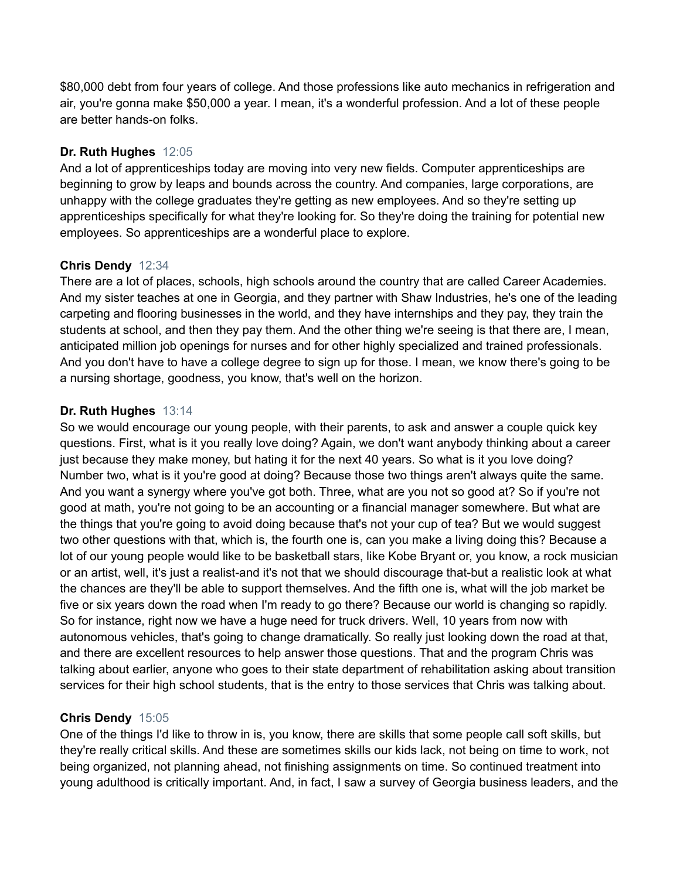$80,000 debt from four years of college. And those professions like auto mechanics in refrigeration and air, you're gonna make $50,000 a year. I mean, it's a wonderful profession. And a lot of these people are better hands-on folks.

**Dr. Ruth Hughes** 12:05
And a lot of apprenticeships today are moving into very new fields. Computer apprenticeships are beginning to grow by leaps and bounds across the country. And companies, large corporations, are unhappy with the college graduates they're getting as new employees. And so they're setting up apprenticeships specifically for what they're looking for. So they're doing the training for potential new employees. So apprenticeships are a wonderful place to explore.

**Chris Dendy** 12:34
There are a lot of places, schools, high schools around the country that are called Career Academies. And my sister teaches at one in Georgia, and they partner with Shaw Industries, he's one of the leading carpeting and flooring businesses in the world, and they have internships and they pay, they train the students at school, and then they pay them. And the other thing we're seeing is that there are, I mean, anticipated million job openings for nurses and for other highly specialized and trained professionals. And you don't have to have a college degree to sign up for those. I mean, we know there's going to be a nursing shortage, goodness, you know, that's well on the horizon.

**Dr. Ruth Hughes** 13:14
So we would encourage our young people, with their parents, to ask and answer a couple quick key questions. First, what is it you really love doing? Again, we don't want anybody thinking about a career just because they make money, but hating it for the next 40 years. So what is it you love doing? Number two, what is it you're good at doing? Because those two things aren't always quite the same. And you want a synergy where you've got both. Three, what are you not so good at? So if you're not good at math, you're not going to be an accounting or a financial manager somewhere. But what are the things that you're going to avoid doing because that's not your cup of tea? But we would suggest two other questions with that, which is, the fourth one is, can you make a living doing this? Because a lot of our young people would like to be basketball stars, like Kobe Bryant or, you know, a rock musician or an artist, well, it's just a realist-and it's not that we should discourage that-but a realistic look at what the chances are they'll be able to support themselves. And the fifth one is, what will the job market be five or six years down the road when I'm ready to go there? Because our world is changing so rapidly. So for instance, right now we have a huge need for truck drivers. Well, 10 years from now with autonomous vehicles, that's going to change dramatically. So really just looking down the road at that, and there are excellent resources to help answer those questions. That and the program Chris was talking about earlier, anyone who goes to their state department of rehabilitation asking about transition services for their high school students, that is the entry to those services that Chris was talking about.

**Chris Dendy** 15:05
One of the things I'd like to throw in is, you know, there are skills that some people call soft skills, but they're really critical skills. And these are sometimes skills our kids lack, not being on time to work, not being organized, not planning ahead, not finishing assignments on time. So continued treatment into young adulthood is critically important. And, in fact, I saw a survey of Georgia business leaders, and the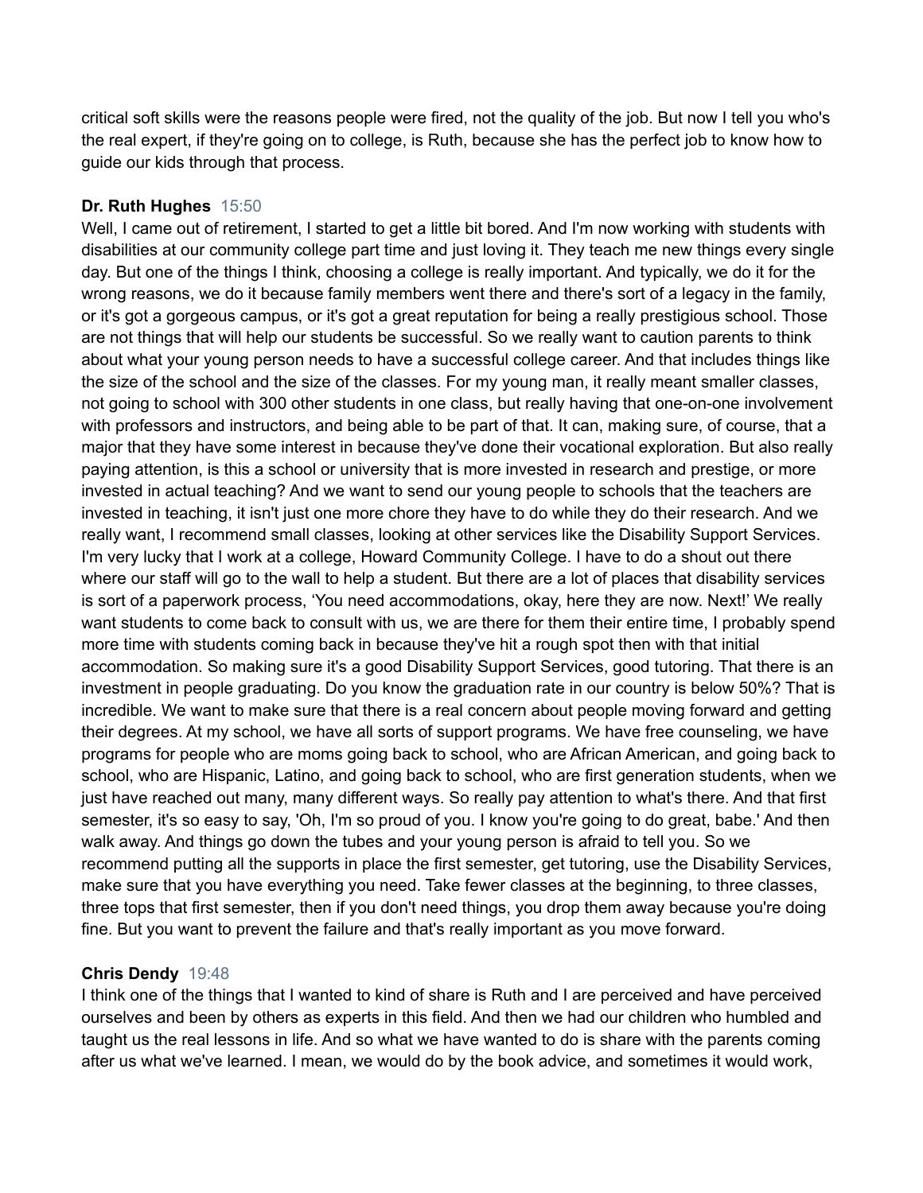critical soft skills were the reasons people were fired, not the quality of the job. But now I tell you who's the real expert, if they're going on to college, is Ruth, because she has the perfect job to know how to guide our kids through that process.

**Dr. Ruth Hughes** 15:50

Well, I came out of retirement, I started to get a little bit bored. And I'm now working with students with disabilities at our community college part time and just loving it. They teach me new things every single day. But one of the things I think, choosing a college is really important. And typically, we do it for the wrong reasons, we do it because family members went there and there's sort of a legacy in the family, or it's got a gorgeous campus, or it's got a great reputation for being a really prestigious school. Those are not things that will help our students be successful. So we really want to caution parents to think about what your young person needs to have a successful college career. And that includes things like the size of the school and the size of the classes. For my young man, it really meant smaller classes, not going to school with 300 other students in one class, but really having that one-on-one involvement with professors and instructors, and being able to be part of that. It can, making sure, of course, that a major that they have some interest in because they've done their vocational exploration. But also really paying attention, is this a school or university that is more invested in research and prestige, or more invested in actual teaching? And we want to send our young people to schools that the teachers are invested in teaching, it isn't just one more chore they have to do while they do their research. And we really want, I recommend small classes, looking at other services like the Disability Support Services. I'm very lucky that I work at a college, Howard Community College. I have to do a shout out there where our staff will go to the wall to help a student. But there are a lot of places that disability services is sort of a paperwork process, 'You need accommodations, okay, here they are now. Next!' We really want students to come back to consult with us, we are there for them their entire time, I probably spend more time with students coming back in because they've hit a rough spot then with that initial accommodation. So making sure it's a good Disability Support Services, good tutoring. That there is an investment in people graduating. Do you know the graduation rate in our country is below 50%? That is incredible. We want to make sure that there is a real concern about people moving forward and getting their degrees. At my school, we have all sorts of support programs. We have free counseling, we have programs for people who are moms going back to school, who are African American, and going back to school, who are Hispanic, Latino, and going back to school, who are first generation students, when we just have reached out many, many different ways. So really pay attention to what's there. And that first semester, it's so easy to say, 'Oh, I'm so proud of you. I know you're going to do great, babe.' And then walk away. And things go down the tubes and your young person is afraid to tell you. So we recommend putting all the supports in place the first semester, get tutoring, use the Disability Services, make sure that you have everything you need. Take fewer classes at the beginning, to three classes, three tops that first semester, then if you don't need things, you drop them away because you're doing fine. But you want to prevent the failure and that's really important as you move forward.

**Chris Dendy** 19:48

I think one of the things that I wanted to kind of share is Ruth and I are perceived and have perceived ourselves and been by others as experts in this field. And then we had our children who humbled and taught us the real lessons in life. And so what we have wanted to do is share with the parents coming after us what we've learned. I mean, we would do by the book advice, and sometimes it would work,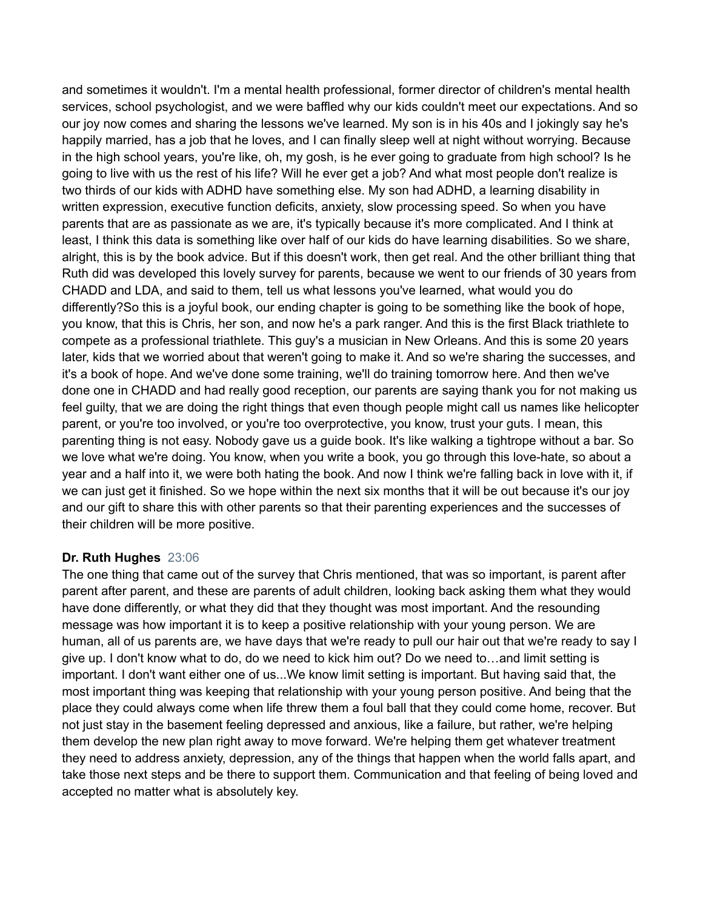and sometimes it wouldn't. I'm a mental health professional, former director of children's mental health services, school psychologist, and we were baffled why our kids couldn't meet our expectations. And so our joy now comes and sharing the lessons we've learned. My son is in his 40s and I jokingly say he's happily married, has a job that he loves, and I can finally sleep well at night without worrying. Because in the high school years, you're like, oh, my gosh, is he ever going to graduate from high school? Is he going to live with us the rest of his life? Will he ever get a job? And what most people don't realize is two thirds of our kids with ADHD have something else. My son had ADHD, a learning disability in written expression, executive function deficits, anxiety, slow processing speed. So when you have parents that are as passionate as we are, it's typically because it's more complicated. And I think at least, I think this data is something like over half of our kids do have learning disabilities. So we share, alright, this is by the book advice. But if this doesn't work, then get real. And the other brilliant thing that Ruth did was developed this lovely survey for parents, because we went to our friends of 30 years from CHADD and LDA, and said to them, tell us what lessons you've learned, what would you do differently?So this is a joyful book, our ending chapter is going to be something like the book of hope, you know, that this is Chris, her son, and now he's a park ranger. And this is the first Black triathlete to compete as a professional triathlete. This guy's a musician in New Orleans. And this is some 20 years later, kids that we worried about that weren't going to make it. And so we're sharing the successes, and it's a book of hope. And we've done some training, we'll do training tomorrow here. And then we've done one in CHADD and had really good reception, our parents are saying thank you for not making us feel guilty, that we are doing the right things that even though people might call us names like helicopter parent, or you're too involved, or you're too overprotective, you know, trust your guts. I mean, this parenting thing is not easy. Nobody gave us a guide book. It's like walking a tightrope without a bar. So we love what we're doing. You know, when you write a book, you go through this love-hate, so about a year and a half into it, we were both hating the book. And now I think we're falling back in love with it, if we can just get it finished. So we hope within the next six months that it will be out because it's our joy and our gift to share this with other parents so that their parenting experiences and the successes of their children will be more positive.

**Dr. Ruth Hughes** 23:06

The one thing that came out of the survey that Chris mentioned, that was so important, is parent after parent after parent, and these are parents of adult children, looking back asking them what they would have done differently, or what they did that they thought was most important. And the resounding message was how important it is to keep a positive relationship with your young person. We are human, all of us parents are, we have days that we're ready to pull our hair out that we're ready to say I give up. I don't know what to do, do we need to kick him out? Do we need to…and limit setting is important. I don't want either one of us...We know limit setting is important. But having said that, the most important thing was keeping that relationship with your young person positive. And being that the place they could always come when life threw them a foul ball that they could come home, recover. But not just stay in the basement feeling depressed and anxious, like a failure, but rather, we're helping them develop the new plan right away to move forward. We're helping them get whatever treatment they need to address anxiety, depression, any of the things that happen when the world falls apart, and take those next steps and be there to support them. Communication and that feeling of being loved and accepted no matter what is absolutely key.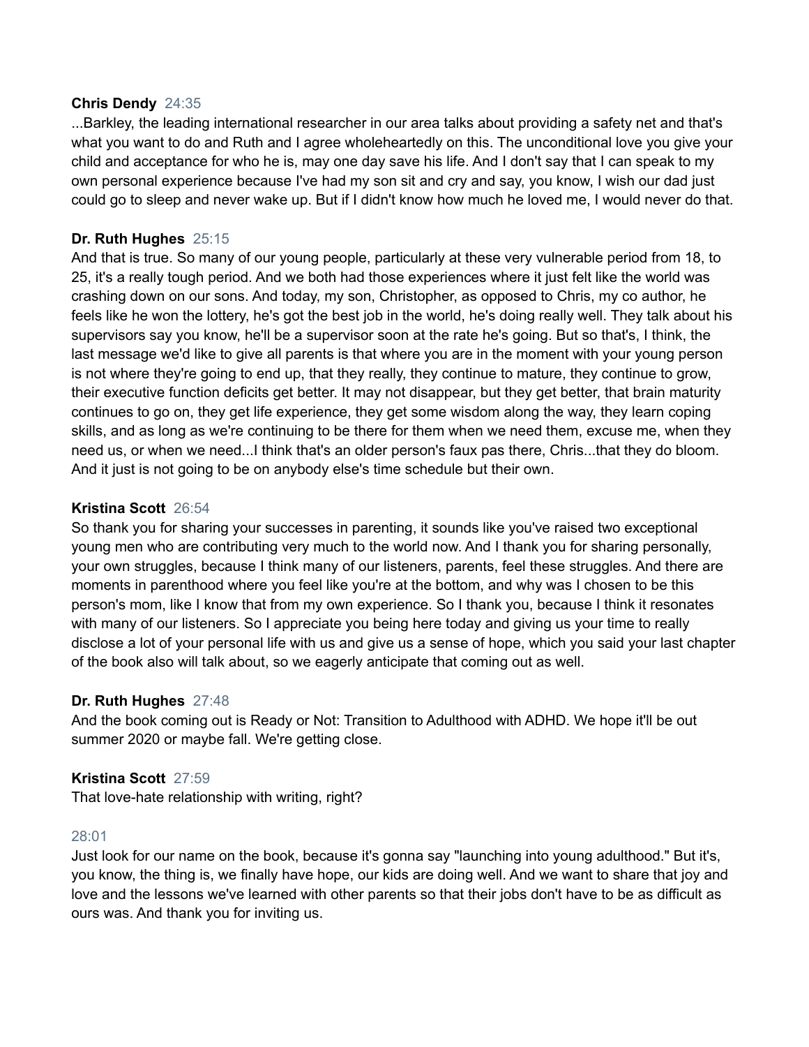**Chris Dendy** 24:35

...Barkley, the leading international researcher in our area talks about providing a safety net and that's what you want to do and Ruth and I agree wholeheartedly on this. The unconditional love you give your child and acceptance for who he is, may one day save his life. And I don't say that I can speak to my own personal experience because I've had my son sit and cry and say, you know, I wish our dad just could go to sleep and never wake up. But if I didn't know how much he loved me, I would never do that.

**Dr. Ruth Hughes** 25:15

And that is true. So many of our young people, particularly at these very vulnerable period from 18, to 25, it's a really tough period. And we both had those experiences where it just felt like the world was crashing down on our sons. And today, my son, Christopher, as opposed to Chris, my co author, he feels like he won the lottery, he's got the best job in the world, he's doing really well. They talk about his supervisors say you know, he'll be a supervisor soon at the rate he's going. But so that's, I think, the last message we'd like to give all parents is that where you are in the moment with your young person is not where they're going to end up, that they really, they continue to mature, they continue to grow, their executive function deficits get better. It may not disappear, but they get better, that brain maturity continues to go on, they get life experience, they get some wisdom along the way, they learn coping skills, and as long as we're continuing to be there for them when we need them, excuse me, when they need us, or when we need...I think that's an older person's faux pas there, Chris...that they do bloom. And it just is not going to be on anybody else's time schedule but their own.

**Kristina Scott** 26:54

So thank you for sharing your successes in parenting, it sounds like you've raised two exceptional young men who are contributing very much to the world now. And I thank you for sharing personally, your own struggles, because I think many of our listeners, parents, feel these struggles. And there are moments in parenthood where you feel like you're at the bottom, and why was I chosen to be this person's mom, like I know that from my own experience. So I thank you, because I think it resonates with many of our listeners. So I appreciate you being here today and giving us your time to really disclose a lot of your personal life with us and give us a sense of hope, which you said your last chapter of the book also will talk about, so we eagerly anticipate that coming out as well.

**Dr. Ruth Hughes** 27:48

And the book coming out is Ready or Not: Transition to Adulthood with ADHD. We hope it'll be out summer 2020 or maybe fall. We're getting close.

**Kristina Scott** 27:59

That love-hate relationship with writing, right?

28:01

Just look for our name on the book, because it's gonna say "launching into young adulthood." But it's, you know, the thing is, we finally have hope, our kids are doing well. And we want to share that joy and love and the lessons we've learned with other parents so that their jobs don't have to be as difficult as ours was. And thank you for inviting us.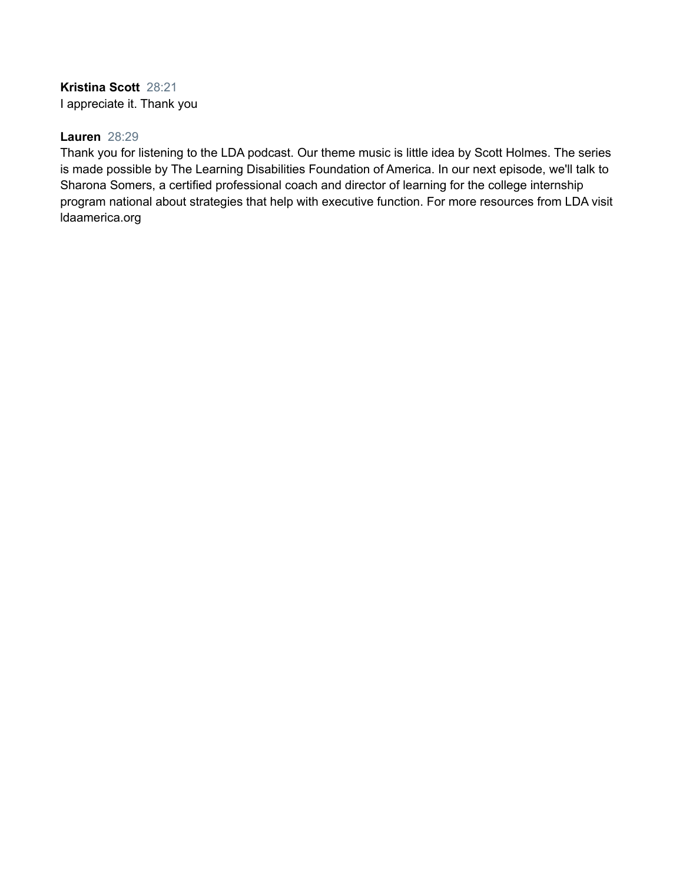**Kristina Scott** 28:21
I appreciate it. Thank you

**Lauren** 28:29
Thank you for listening to the LDA podcast. Our theme music is little idea by Scott Holmes. The series is made possible by The Learning Disabilities Foundation of America. In our next episode, we'll talk to Sharona Somers, a certified professional coach and director of learning for the college internship program national about strategies that help with executive function. For more resources from LDA visit ldaamerica.org